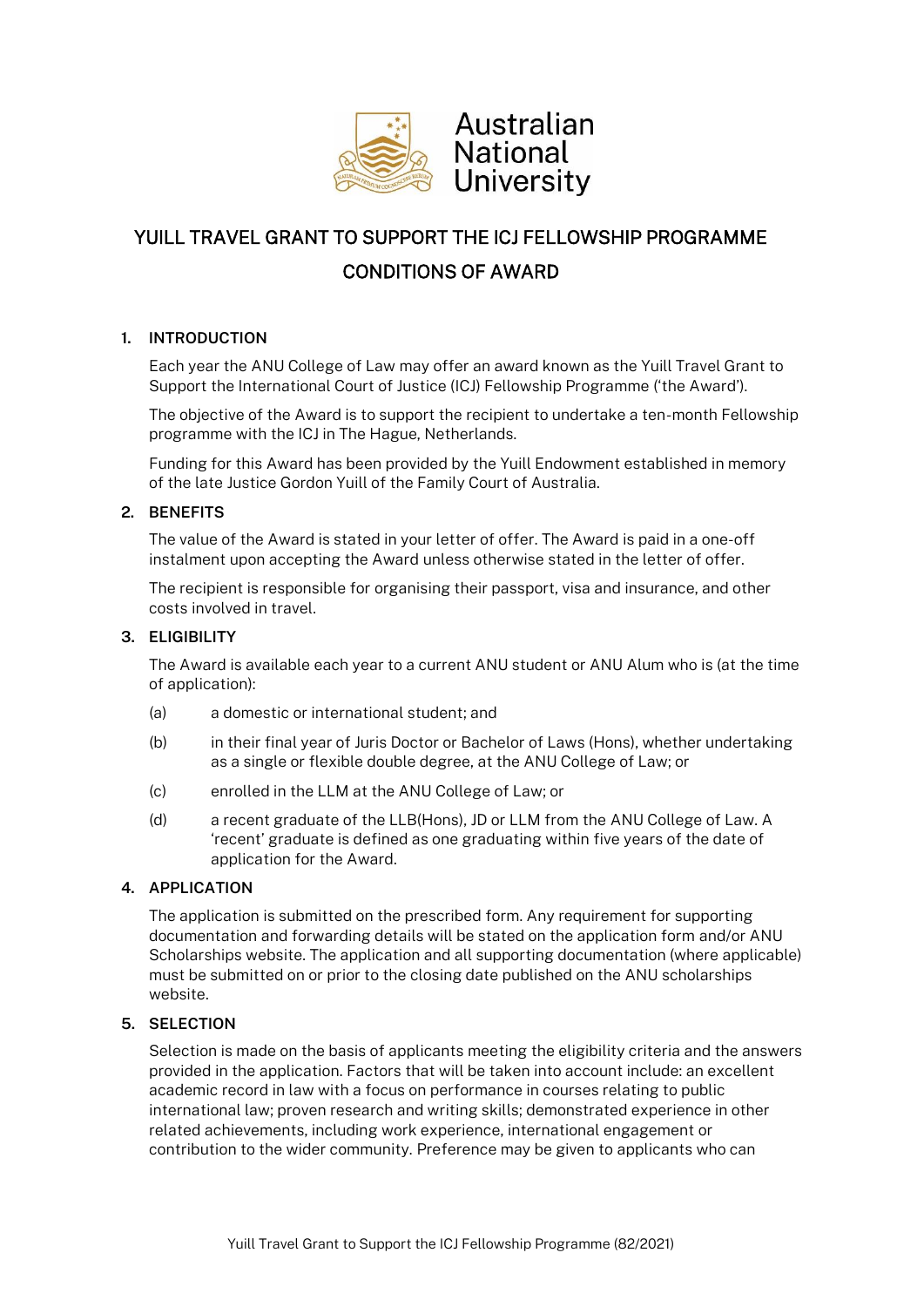Australian National University

# YUILL TRAVEL GRANT TO SUPPORT THE ICJ FELLOWSHIP PROGRAMME

# CONDITIONS OF AWARD

## 1. INTRODUCTION

Each year the ANU College of Law may offer an award known as the Yuill Travel Grant to Support the International Court of Justice (ICJ) Fellowship Programme ('the Award').

The objective of the Award is to support the recipient to undertake a ten-month Fellowship programme with the ICJ in The Hague, Netherlands.

Funding for this Award has been provided by the Yuill Endowment established in memory of the late Justice Gordon Yuill of the Family Court of Australia.

## 2. BENEFITS

The value of the Award is stated in your letter of offer. The Award is paid in a one-off instalment upon accepting the Award unless otherwise stated in the letter of offer.

The recipient is responsible for organising their passport, visa and insurance, and other costs involved in travel.

## 3. ELIGIBILITY

The Award is available each year to a current ANU student or ANU Alum who is (at the time of application):

(a) a domestic or international student; and

(b) in their final year of Juris Doctor or Bachelor of Laws (Hons), whether undertaking as a single or flexible double degree, at the ANU College of Law; or

(c) enrolled in the LLM at the ANU College of Law; or

(d) a recent graduate of the LLB(Hons), JD or LLM from the ANU College of Law. A 'recent' graduate is defined as one graduating within five years of the date of application for the Award.

## 4. APPLICATION

The application is submitted on the prescribed form. Any requirement for supporting documentation and forwarding details will be stated on the application form and/or ANU Scholarships website. The application and all supporting documentation (where applicable) must be submitted on or prior to the closing date published on the ANU scholarships website.

## 5. SELECTION

Selection is made on the basis of applicants meeting the eligibility criteria and the answers provided in the application. Factors that will be taken into account include: an excellent academic record in law with a focus on performance in courses relating to public international law; proven research and writing skills; demonstrated experience in other related achievements, including work experience, international engagement or contribution to the wider community. Preference may be given to applicants who can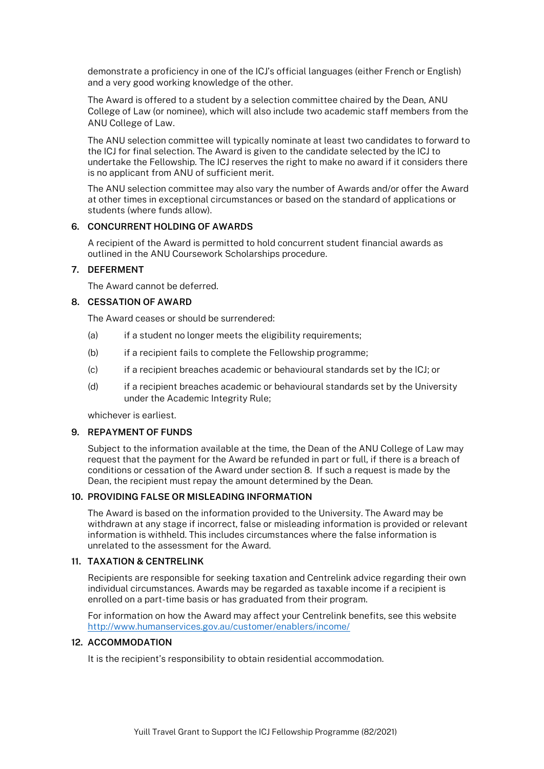demonstrate a proficiency in one of the ICJ's official languages (either French or English) and a very good working knowledge of the other.

The Award is offered to a student by a selection committee chaired by the Dean, ANU College of Law (or nominee), which will also include two academic staff members from the ANU College of Law.

The ANU selection committee will typically nominate at least two candidates to forward to the ICJ for final selection. The Award is given to the candidate selected by the ICJ to undertake the Fellowship. The ICJ reserves the right to make no award if it considers there is no applicant from ANU of sufficient merit.

The ANU selection committee may also vary the number of Awards and/or offer the Award at other times in exceptional circumstances or based on the standard of applications or students (where funds allow).

## 6. CONCURRENT HOLDING OF AWARDS

A recipient of the Award is permitted to hold concurrent student financial awards as outlined in the ANU Coursework Scholarships procedure.

## 7. DEFERMENT

The Award cannot be deferred.

## 8. CESSATION OF AWARD

The Award ceases or should be surrendered:

(a) if a student no longer meets the eligibility requirements;

(b) if a recipient fails to complete the Fellowship programme;

(c) if a recipient breaches academic or behavioural standards set by the ICJ; or

(d) if a recipient breaches academic or behavioural standards set by the University under the Academic Integrity Rule;

whichever is earliest.

## 9. REPAYMENT OF FUNDS

Subject to the information available at the time, the Dean of the ANU College of Law may request that the payment for the Award be refunded in part or full, if there is a breach of conditions or cessation of the Award under section 8. If such a request is made by the Dean, the recipient must repay the amount determined by the Dean.

## 10. PROVIDING FALSE OR MISLEADING INFORMATION

The Award is based on the information provided to the University. The Award may be withdrawn at any stage if incorrect, false or misleading information is provided or relevant information is withheld. This includes circumstances where the false information is unrelated to the assessment for the Award.

## 11. TAXATION & CENTRELINK

Recipients are responsible for seeking taxation and Centrelink advice regarding their own individual circumstances. Awards may be regarded as taxable income if a recipient is enrolled on a part-time basis or has graduated from their program.

For information on how the Award may affect your Centrelink benefits, see this website http://www.humanservices.gov.au/customer/enablers/income/

## 12. ACCOMMODATION

It is the recipient's responsibility to obtain residential accommodation.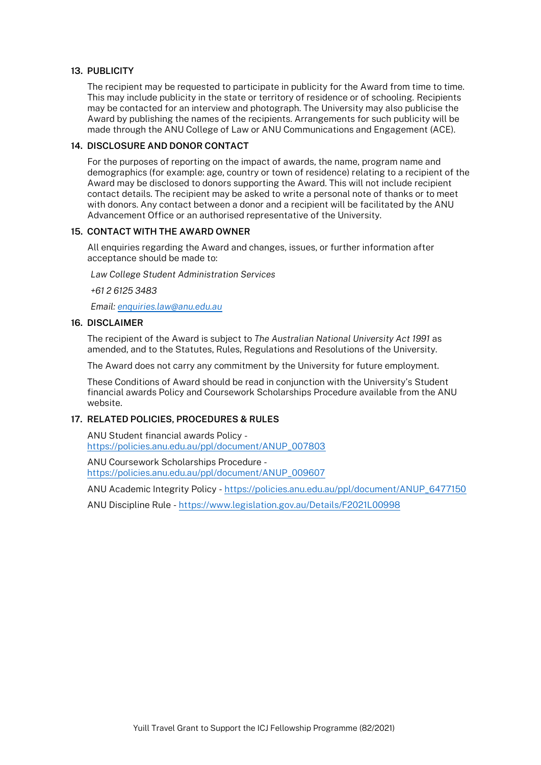## 13. PUBLICITY

The recipient may be requested to participate in publicity for the Award from time to time. This may include publicity in the state or territory of residence or of schooling. Recipients may be contacted for an interview and photograph. The University may also publicise the Award by publishing the names of the recipients. Arrangements for such publicity will be made through the ANU College of Law or ANU Communications and Engagement (ACE).

## 14. DISCLOSURE AND DONOR CONTACT

For the purposes of reporting on the impact of awards, the name, program name and demographics (for example: age, country or town of residence) relating to a recipient of the Award may be disclosed to donors supporting the Award. This will not include recipient contact details. The recipient may be asked to write a personal note of thanks or to meet with donors. Any contact between a donor and a recipient will be facilitated by the ANU Advancement Office or an authorised representative of the University.

## 15. CONTACT WITH THE AWARD OWNER

All enquiries regarding the Award and changes, issues, or further information after acceptance should be made to:

*Law College Student Administration Services*

*+61 2 6125 3483*

*Email: enquiries.law@anu.edu.au*

## 16. DISCLAIMER

The recipient of the Award is subject to *The Australian National University Act 1991* as amended, and to the Statutes, Rules, Regulations and Resolutions of the University.

The Award does not carry any commitment by the University for future employment.

These Conditions of Award should be read in conjunction with the University's Student financial awards Policy and Coursework Scholarships Procedure available from the ANU website.

## 17. RELATED POLICIES, PROCEDURES & RULES

ANU Student financial awards Policy - https://policies.anu.edu.au/ppl/document/ANUP_007803

ANU Coursework Scholarships Procedure - https://policies.anu.edu.au/ppl/document/ANUP_009607

ANU Academic Integrity Policy - https://policies.anu.edu.au/ppl/document/ANUP_6477150

ANU Discipline Rule - https://www.legislation.gov.au/Details/F2021L00998